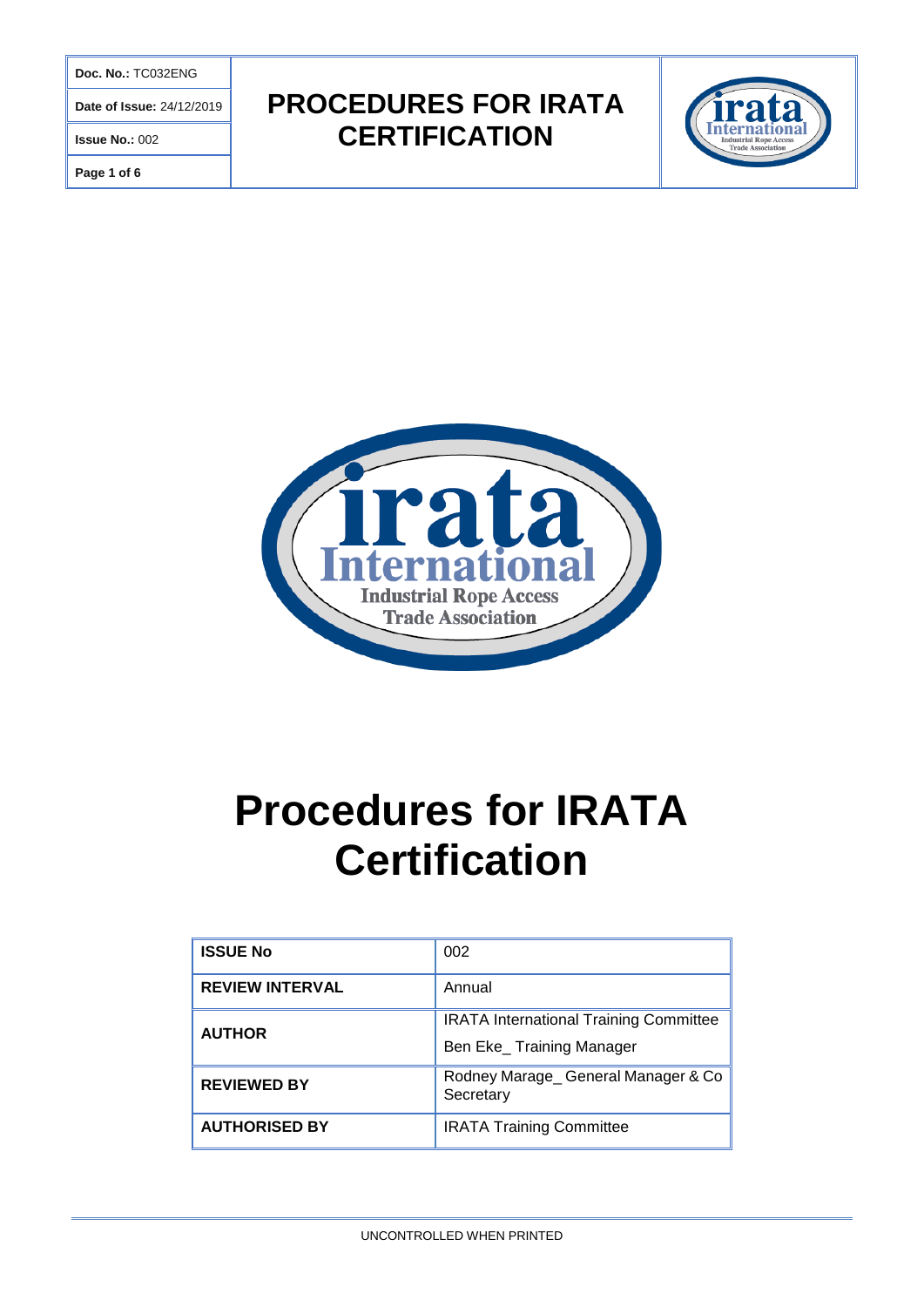| Doc. No.: TC032ENG | PROCEDURES FOR IRATA CERTIFICATION |
|---|---|
| Date of Issue: 24/12/2019 | |
| Issue No.: 002 | |

# Procedures for IRATA Certification

| ISSUE No | 002 |
|---|---|
| REVIEW INTERVAL | Annual |
| AUTHOR | IRATA International Training Committee<br>Ben Eke_ Training Manager |
| REVIEWED BY | Rodney Marage_ General Manager & Co Secretary |
| AUTHORISED BY | IRATA Training Committee |

UNCONTROLLED WHEN PRINTED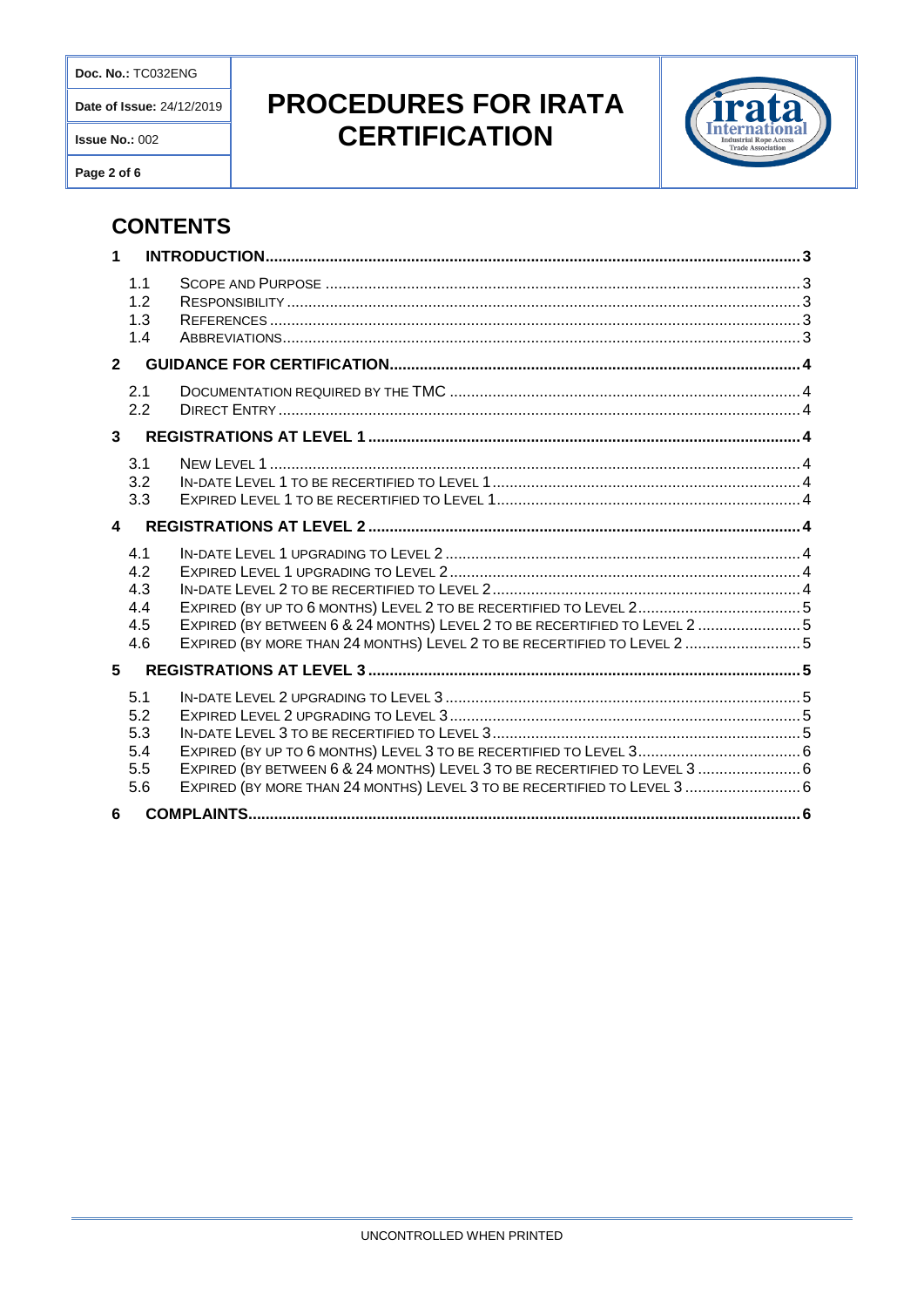## CONTENTS

**1 INTRODUCTION** .... 3

- 1.1 Scope and Purpose .... 3
- 1.2 Responsibility .... 3
- 1.3 References .... 3
- 1.4 Abbreviations .... 3

**2 GUIDANCE FOR CERTIFICATION** .... 4

- 2.1 Documentation required by the TMC .... 4
- 2.2 Direct Entry .... 4

**3 REGISTRATIONS AT LEVEL 1** .... 4

- 3.1 New Level 1 .... 4
- 3.2 In-date Level 1 to be recertified to Level 1 .... 4
- 3.3 Expired Level 1 to be recertified to Level 1 .... 4

**4 REGISTRATIONS AT LEVEL 2** .... 4

- 4.1 In-date Level 1 upgrading to Level 2 .... 4
- 4.2 Expired Level 1 upgrading to Level 2 .... 4
- 4.3 In-date Level 2 to be recertified to Level 2 .... 4
- 4.4 Expired (by up to 6 months) Level 2 to be recertified to Level 2 .... 5
- 4.5 Expired (by between 6 & 24 months) Level 2 to be recertified to Level 2 .... 5
- 4.6 Expired (by more than 24 months) Level 2 to be recertified to Level 2 .... 5

**5 REGISTRATIONS AT LEVEL 3** .... 5

- 5.1 In-date Level 2 upgrading to Level 3 .... 5
- 5.2 Expired Level 2 upgrading to Level 3 .... 5
- 5.3 In-date Level 3 to be recertified to Level 3 .... 5
- 5.4 Expired (by up to 6 months) Level 3 to be recertified to Level 3 .... 6
- 5.5 Expired (by between 6 & 24 months) Level 3 to be recertified to Level 3 .... 6
- 5.6 Expired (by more than 24 months) Level 3 to be recertified to Level 3 .... 6

**6 COMPLAINTS** .... 6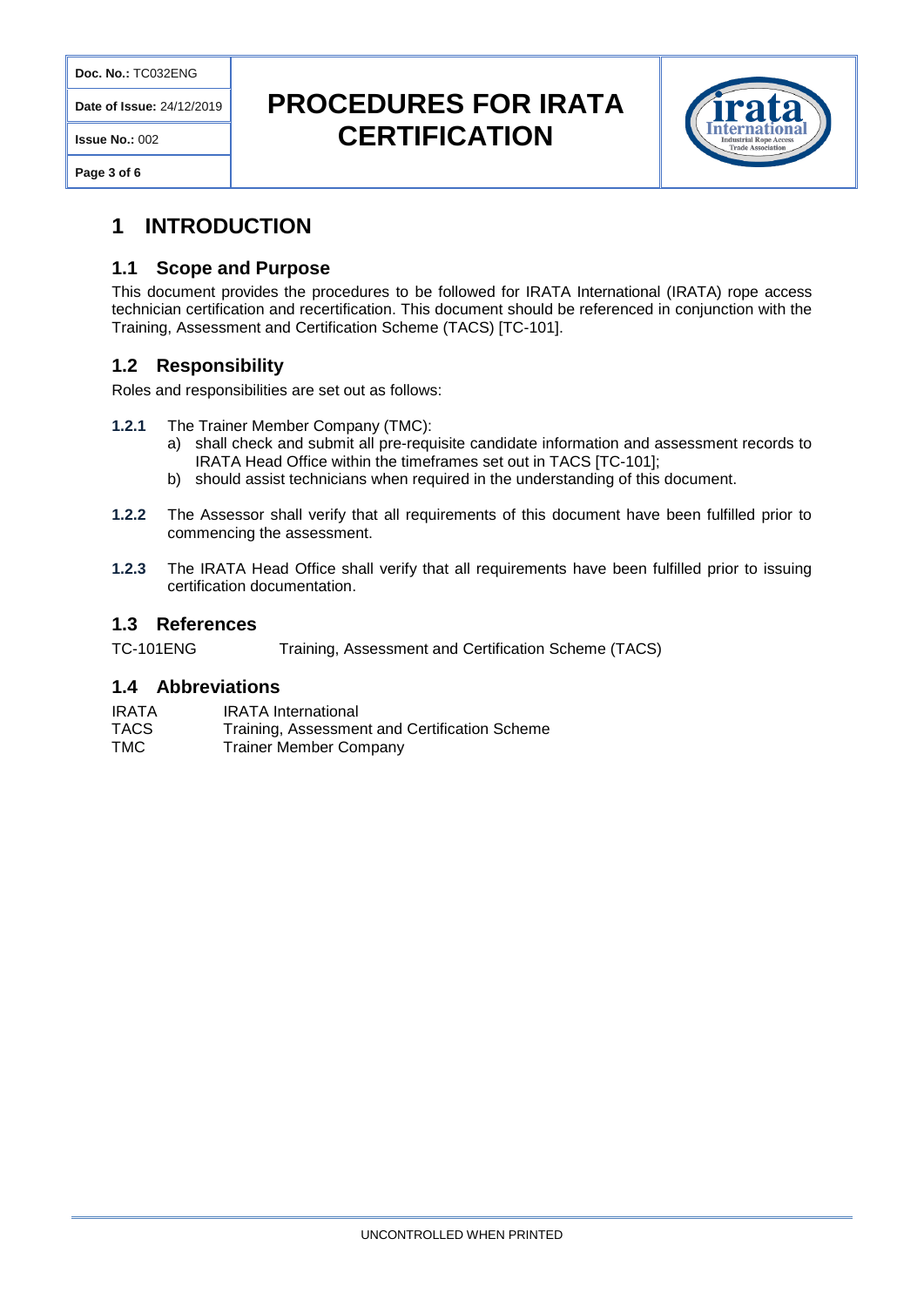# 1 INTRODUCTION

## 1.1 Scope and Purpose

This document provides the procedures to be followed for IRATA International (IRATA) rope access technician certification and recertification. This document should be referenced in conjunction with the Training, Assessment and Certification Scheme (TACS) [TC-101].

## 1.2 Responsibility

Roles and responsibilities are set out as follows:

**1.2.1** The Trainer Member Company (TMC):

a) shall check and submit all pre-requisite candidate information and assessment records to IRATA Head Office within the timeframes set out in TACS [TC-101];
b) should assist technicians when required in the understanding of this document.

**1.2.2** The Assessor shall verify that all requirements of this document have been fulfilled prior to commencing the assessment.

**1.2.3** The IRATA Head Office shall verify that all requirements have been fulfilled prior to issuing certification documentation.

## 1.3 References

| | |
|---|---|
| TC-101ENG | Training, Assessment and Certification Scheme (TACS) |

## 1.4 Abbreviations

| | |
|---|---|
| IRATA | IRATA International |
| TACS | Training, Assessment and Certification Scheme |
| TMC | Trainer Member Company |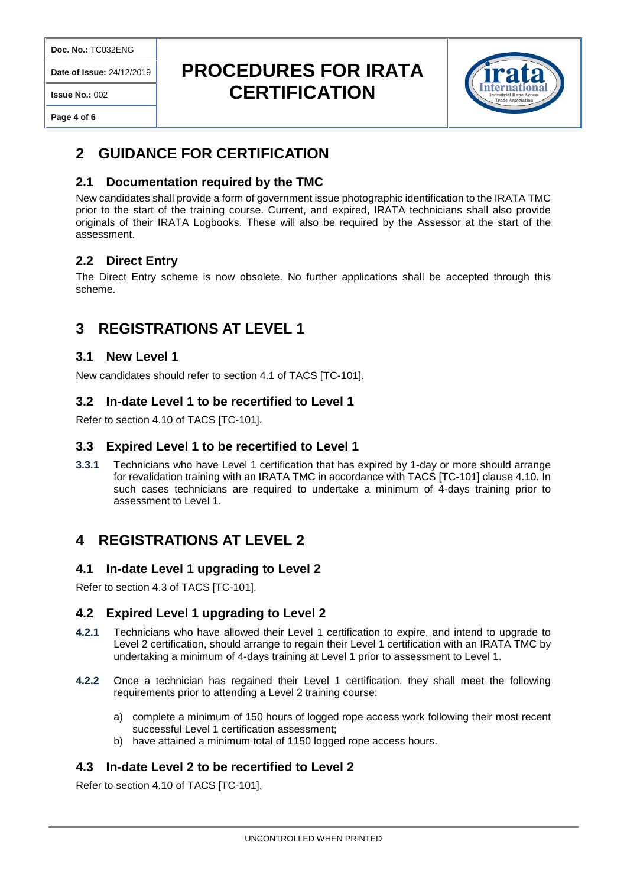# 2 GUIDANCE FOR CERTIFICATION

## 2.1 Documentation required by the TMC

New candidates shall provide a form of government issue photographic identification to the IRATA TMC prior to the start of the training course. Current, and expired, IRATA technicians shall also provide originals of their IRATA Logbooks. These will also be required by the Assessor at the start of the assessment.

## 2.2 Direct Entry

The Direct Entry scheme is now obsolete. No further applications shall be accepted through this scheme.

# 3 REGISTRATIONS AT LEVEL 1

## 3.1 New Level 1

New candidates should refer to section 4.1 of TACS [TC-101].

## 3.2 In-date Level 1 to be recertified to Level 1

Refer to section 4.10 of TACS [TC-101].

## 3.3 Expired Level 1 to be recertified to Level 1

**3.3.1** Technicians who have Level 1 certification that has expired by 1-day or more should arrange for revalidation training with an IRATA TMC in accordance with TACS [TC-101] clause 4.10. In such cases technicians are required to undertake a minimum of 4-days training prior to assessment to Level 1.

# 4 REGISTRATIONS AT LEVEL 2

## 4.1 In-date Level 1 upgrading to Level 2

Refer to section 4.3 of TACS [TC-101].

## 4.2 Expired Level 1 upgrading to Level 2

**4.2.1** Technicians who have allowed their Level 1 certification to expire, and intend to upgrade to Level 2 certification, should arrange to regain their Level 1 certification with an IRATA TMC by undertaking a minimum of 4-days training at Level 1 prior to assessment to Level 1.

**4.2.2** Once a technician has regained their Level 1 certification, they shall meet the following requirements prior to attending a Level 2 training course:

a) complete a minimum of 150 hours of logged rope access work following their most recent successful Level 1 certification assessment;
b) have attained a minimum total of 1150 logged rope access hours.

## 4.3 In-date Level 2 to be recertified to Level 2

Refer to section 4.10 of TACS [TC-101].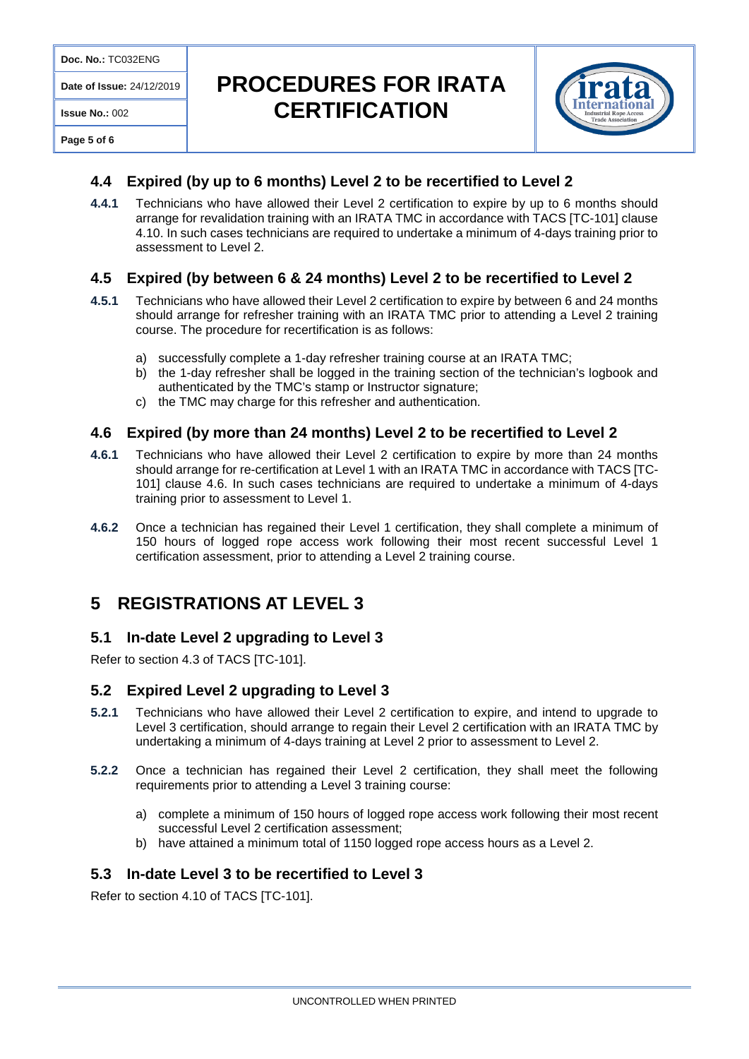### 4.4 Expired (by up to 6 months) Level 2 to be recertified to Level 2

**4.4.1** Technicians who have allowed their Level 2 certification to expire by up to 6 months should arrange for revalidation training with an IRATA TMC in accordance with TACS [TC-101] clause 4.10. In such cases technicians are required to undertake a minimum of 4-days training prior to assessment to Level 2.

### 4.5 Expired (by between 6 & 24 months) Level 2 to be recertified to Level 2

**4.5.1** Technicians who have allowed their Level 2 certification to expire by between 6 and 24 months should arrange for refresher training with an IRATA TMC prior to attending a Level 2 training course. The procedure for recertification is as follows:

a) successfully complete a 1-day refresher training course at an IRATA TMC;
b) the 1-day refresher shall be logged in the training section of the technician's logbook and authenticated by the TMC's stamp or Instructor signature;
c) the TMC may charge for this refresher and authentication.

### 4.6 Expired (by more than 24 months) Level 2 to be recertified to Level 2

**4.6.1** Technicians who have allowed their Level 2 certification to expire by more than 24 months should arrange for re-certification at Level 1 with an IRATA TMC in accordance with TACS [TC-101] clause 4.6. In such cases technicians are required to undertake a minimum of 4-days training prior to assessment to Level 1.

**4.6.2** Once a technician has regained their Level 1 certification, they shall complete a minimum of 150 hours of logged rope access work following their most recent successful Level 1 certification assessment, prior to attending a Level 2 training course.

## 5 REGISTRATIONS AT LEVEL 3

### 5.1 In-date Level 2 upgrading to Level 3

Refer to section 4.3 of TACS [TC-101].

### 5.2 Expired Level 2 upgrading to Level 3

**5.2.1** Technicians who have allowed their Level 2 certification to expire, and intend to upgrade to Level 3 certification, should arrange to regain their Level 2 certification with an IRATA TMC by undertaking a minimum of 4-days training at Level 2 prior to assessment to Level 2.

**5.2.2** Once a technician has regained their Level 2 certification, they shall meet the following requirements prior to attending a Level 3 training course:

a) complete a minimum of 150 hours of logged rope access work following their most recent successful Level 2 certification assessment;
b) have attained a minimum total of 1150 logged rope access hours as a Level 2.

### 5.3 In-date Level 3 to be recertified to Level 3

Refer to section 4.10 of TACS [TC-101].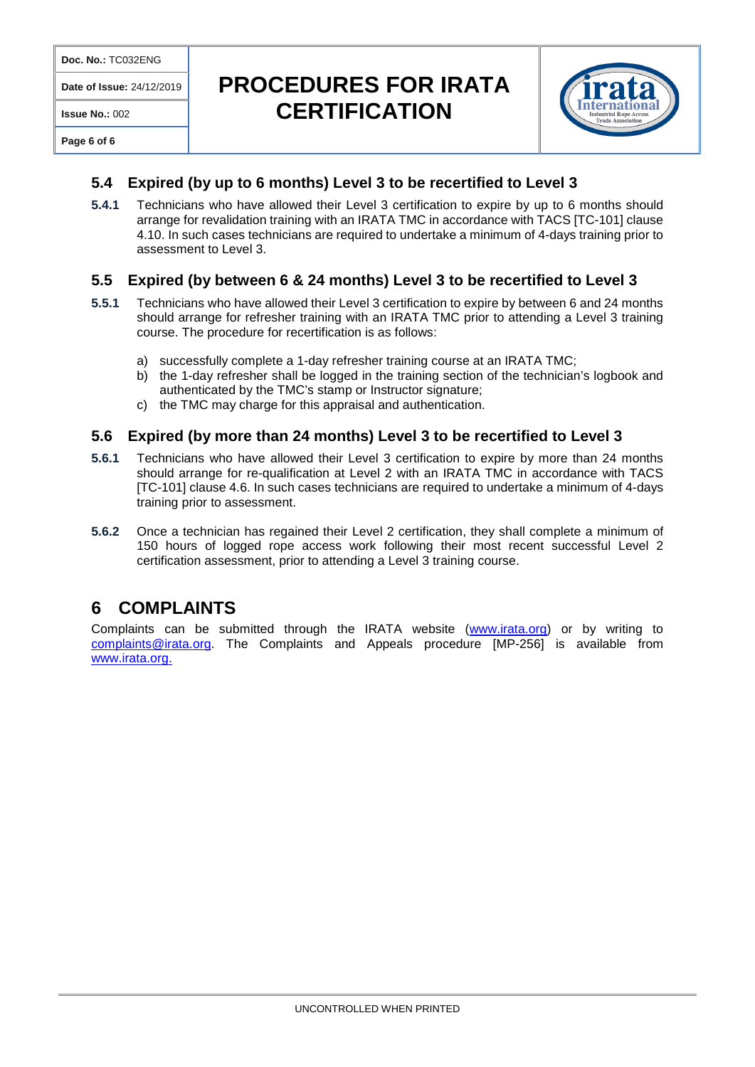### 5.4 Expired (by up to 6 months) Level 3 to be recertified to Level 3

**5.4.1** Technicians who have allowed their Level 3 certification to expire by up to 6 months should arrange for revalidation training with an IRATA TMC in accordance with TACS [TC-101] clause 4.10. In such cases technicians are required to undertake a minimum of 4-days training prior to assessment to Level 3.

### 5.5 Expired (by between 6 & 24 months) Level 3 to be recertified to Level 3

**5.5.1** Technicians who have allowed their Level 3 certification to expire by between 6 and 24 months should arrange for refresher training with an IRATA TMC prior to attending a Level 3 training course. The procedure for recertification is as follows:

a) successfully complete a 1-day refresher training course at an IRATA TMC;
b) the 1-day refresher shall be logged in the training section of the technician's logbook and authenticated by the TMC's stamp or Instructor signature;
c) the TMC may charge for this appraisal and authentication.

### 5.6 Expired (by more than 24 months) Level 3 to be recertified to Level 3

**5.6.1** Technicians who have allowed their Level 3 certification to expire by more than 24 months should arrange for re-qualification at Level 2 with an IRATA TMC in accordance with TACS [TC-101] clause 4.6. In such cases technicians are required to undertake a minimum of 4-days training prior to assessment.

**5.6.2** Once a technician has regained their Level 2 certification, they shall complete a minimum of 150 hours of logged rope access work following their most recent successful Level 2 certification assessment, prior to attending a Level 3 training course.

## 6 COMPLAINTS

Complaints can be submitted through the IRATA website (www.irata.org) or by writing to complaints@irata.org. The Complaints and Appeals procedure [MP-256] is available from www.irata.org.